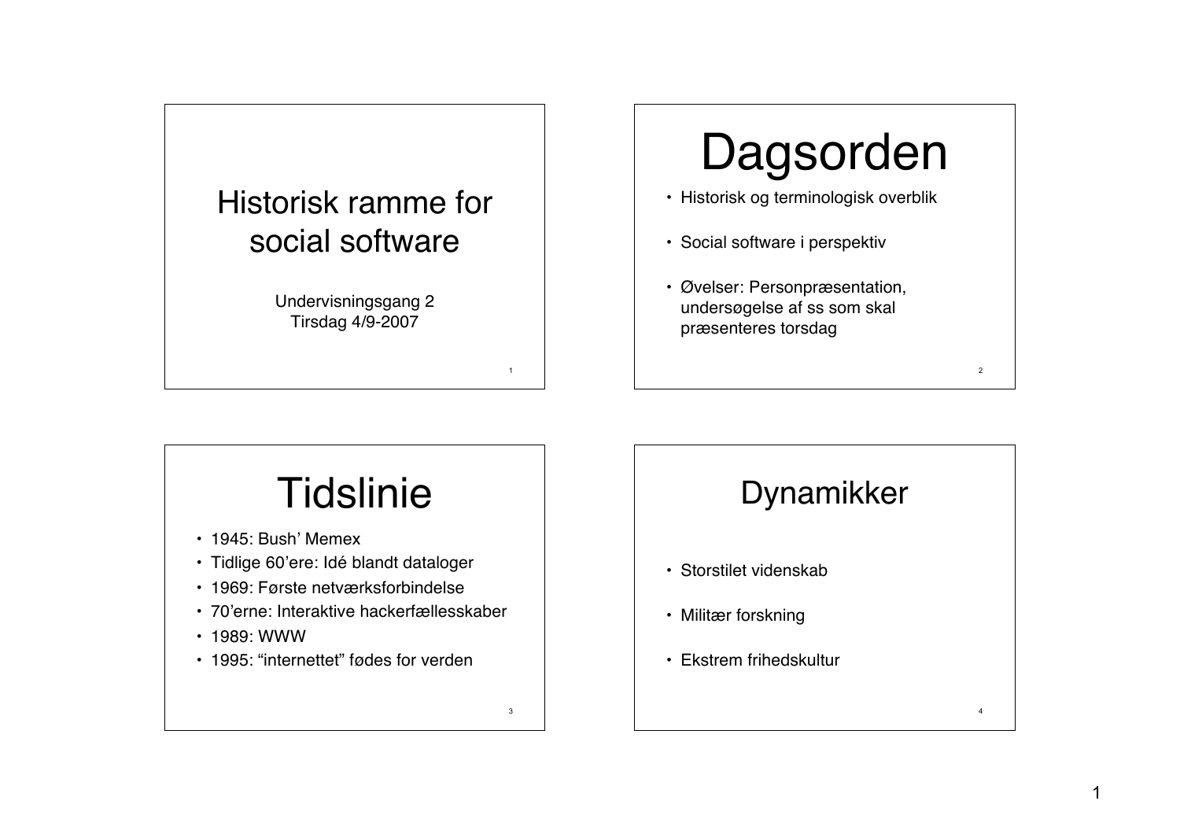# Historisk ramme for social software

Undervisningsgang 2
Tirsdag 4/9-2007

# Dagsorden

- Historisk og terminologisk overblik
- Social software i perspektiv
- Øvelser: Personpræsentation, undersøgelse af ss som skal præsenteres torsdag

# Tidslinie

- 1945: Bush' Memex
- Tidlige 60'ere: Idé blandt dataloger
- 1969: Første netværksforbindelse
- 70'erne: Interaktive hackerfællesskaber
- 1989: WWW
- 1995: "internettet" fødes for verden

# Dynamikker

- Storstilet videnskab
- Militær forskning
- Ekstrem frihedskultur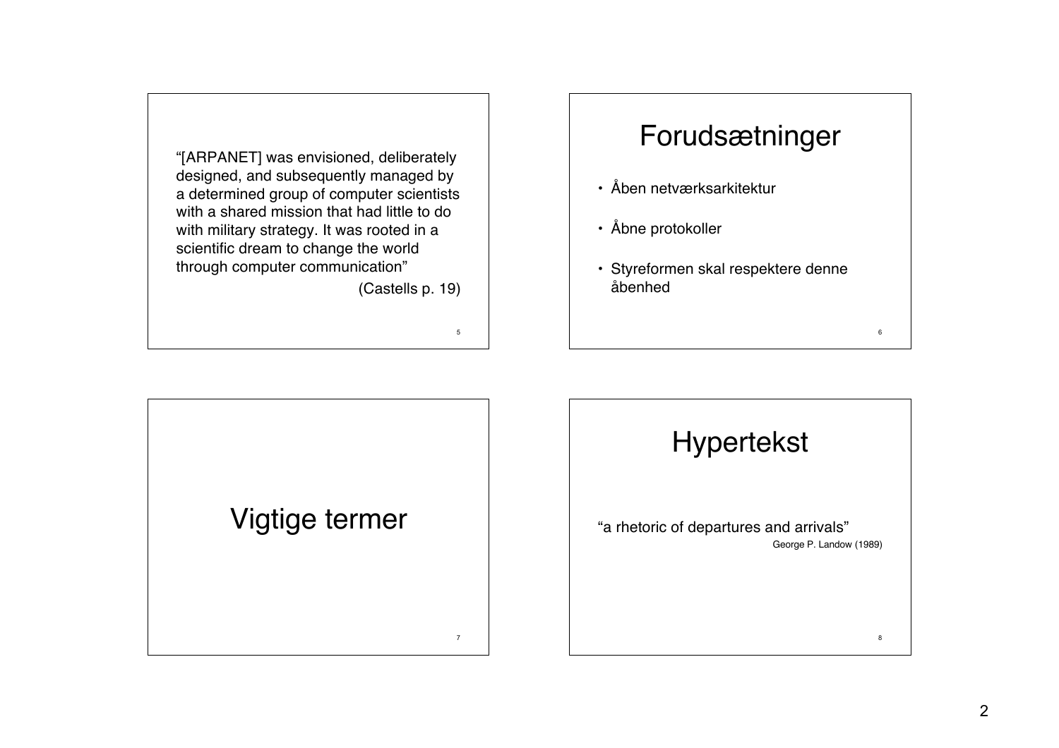"[ARPANET] was envisioned, deliberately designed, and subsequently managed by a determined group of computer scientists with a shared mission that had little to do with military strategy. It was rooted in a scientific dream to change the world through computer communication"

(Castells p. 19)

# Forudsætninger

- Åben netværksarkitektur
- Åbne protokoller
- Styreformen skal respektere denne åbenhed

# Vigtige termer

# Hypertekst

"a rhetoric of departures and arrivals"

George P. Landow (1989)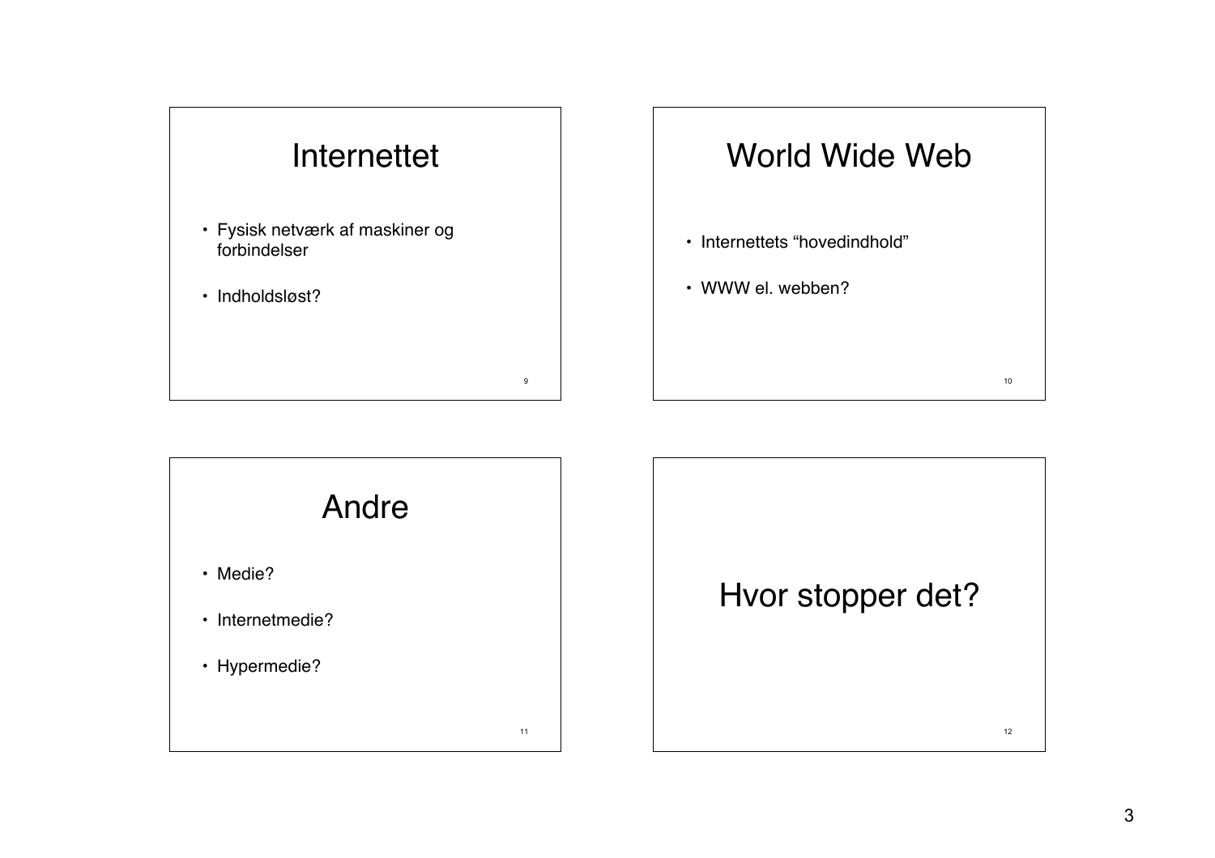## Internettet

- Fysisk netværk af maskiner og forbindelser
- Indholdsløst?

## World Wide Web

- Internettets "hovedindhold"
- WWW el. webben?

## Andre

- Medie?
- Internetmedie?
- Hypermedie?

## Hvor stopper det?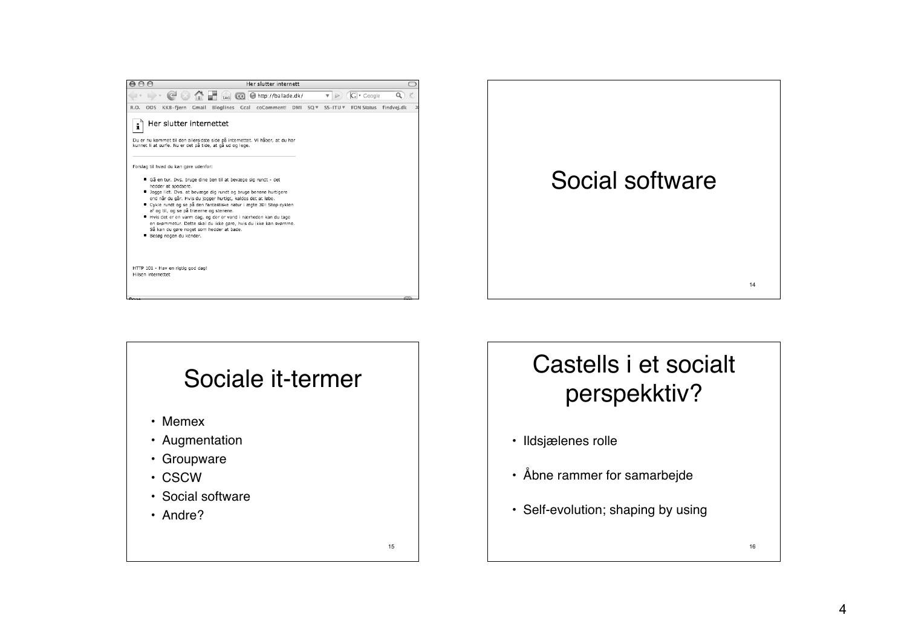Her slutter internett

http://ballade.dk/

## Her slutter internettet

Du er nu kommet til den allersidste side på internettet. Vi håber, at du har kunnet li at surfe. Nu er det på tide, at gå ud og lege.

Forslag til hvad du kan gøre udenfor:

- Gå en tur. Dvs. bruge dine ben til at bevæge sig rundt - det hedder at spadsere.
- Jogge lidt. Dvs. at bevæge dig rundt og bruge benene hurtigere end når du går. Hvis du jogger hurtigt, kaldes det at løbe.
- Cykle rundt og se på den fantastiske natur i ægte 3D! Stop cyklen af og til, og se på træerne og stenene.
- Hvis det er en varm dag, og der er vand i nærheden kan du tage en svømmetur. Dette skal du ikke gøre, hvis du ikke kan svømme. Så kan du gøre noget som hedder at bade.
- Besøg nogen du kender.

HTTP 101 - Hav en rigtig god dag!
Hilsen internettet

# Social software

14

# Sociale it-termer

- Memex
- Augmentation
- Groupware
- CSCW
- Social software
- Andre?

15

# Castells i et socialt perspekktiv?

- Ildsjælenes rolle
- Åbne rammer for samarbejde
- Self-evolution; shaping by using

16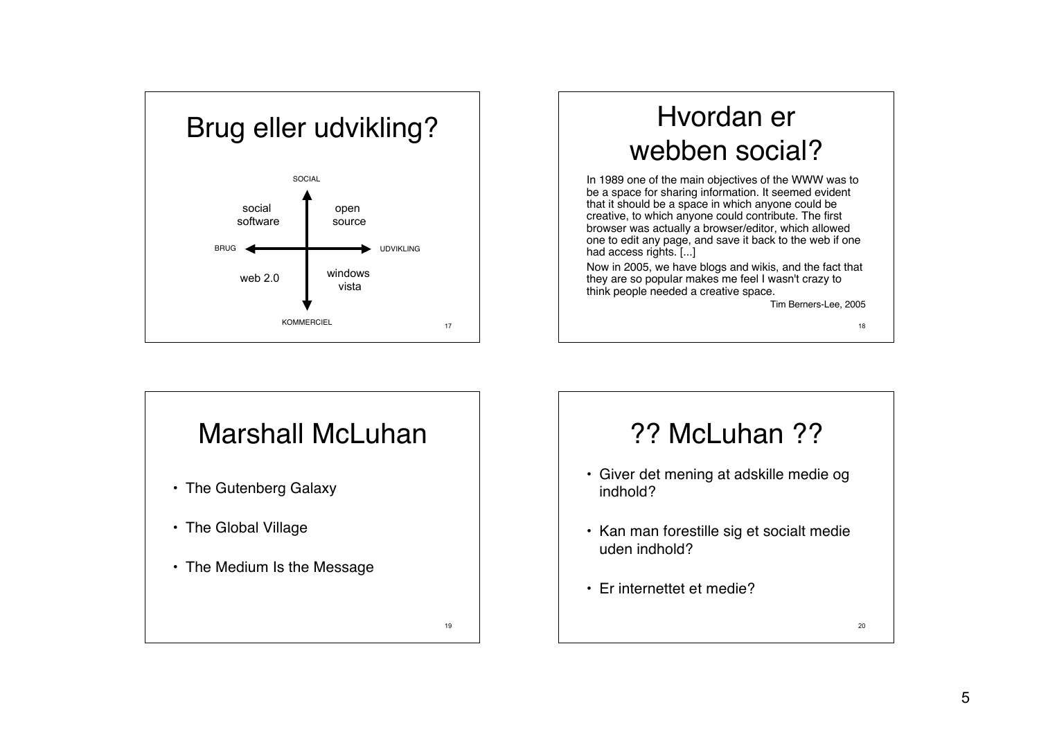## Brug eller udvikling?

|  | BRUG | UDVIKLING |
|---|---|---|
| SOCIAL | social software | open source |
| KOMMERCIEL | web 2.0 | windows vista |

## Hvordan er webben social?

In 1989 one of the main objectives of the WWW was to be a space for sharing information. It seemed evident that it should be a space in which anyone could be creative, to which anyone could contribute. The first browser was actually a browser/editor, which allowed one to edit any page, and save it back to the web if one had access rights. [...]

Now in 2005, we have blogs and wikis, and the fact that they are so popular makes me feel I wasn't crazy to think people needed a creative space.

Tim Berners-Lee, 2005

## Marshall McLuhan

- The Gutenberg Galaxy
- The Global Village
- The Medium Is the Message

## ?? McLuhan ??

- Giver det mening at adskille medie og indhold?
- Kan man forestille sig et socialt medie uden indhold?
- Er internettet et medie?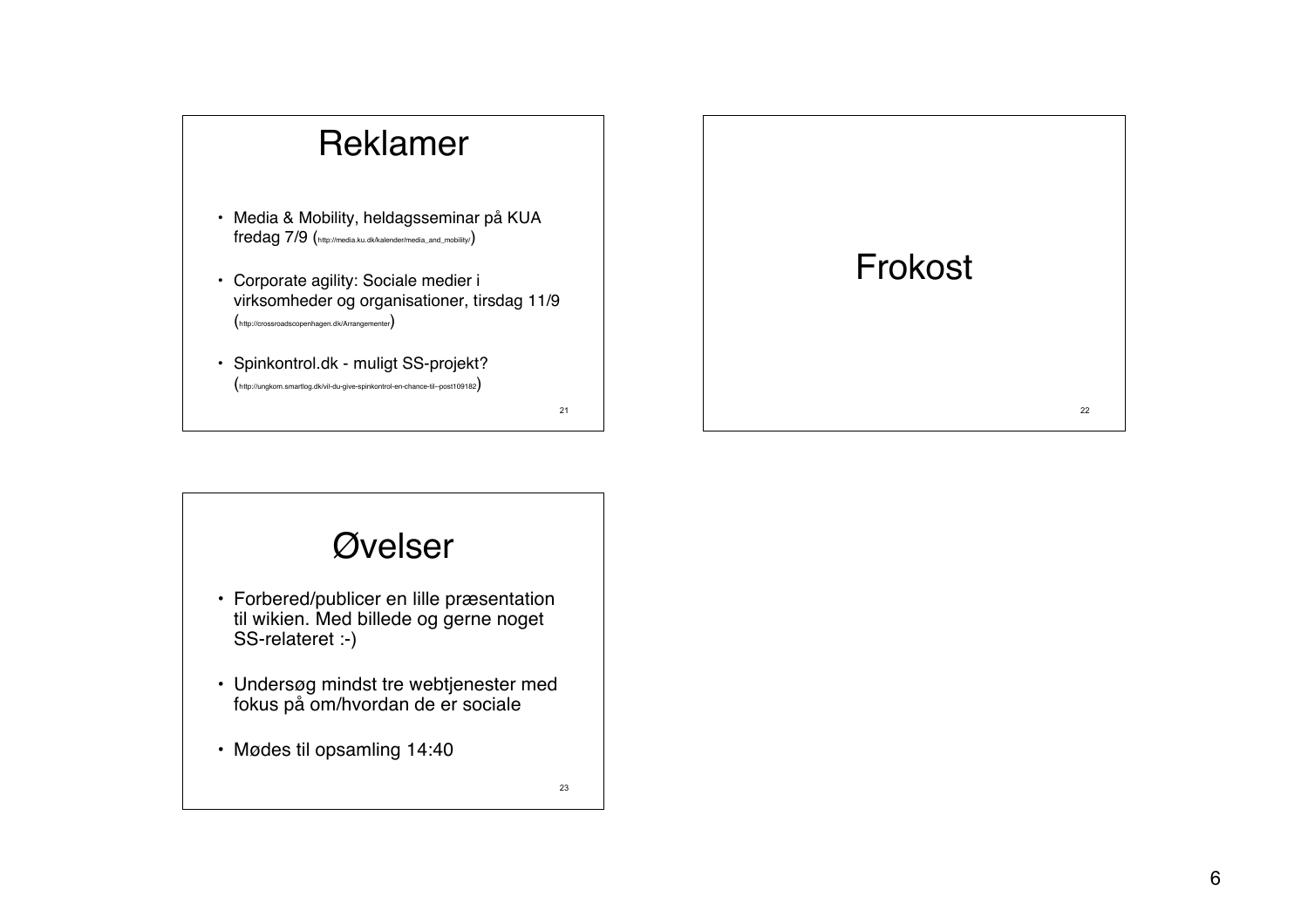# Reklamer

- Media & Mobility, heldagsseminar på KUA fredag 7/9 (http://media.ku.dk/kalender/media_and_mobility/)
- Corporate agility: Sociale medier i virksomheder og organisationer, tirsdag 11/9 (http://crossroadscopenhagen.dk/Arrangementer)
- Spinkontrol.dk - muligt SS-projekt? (http://ungkom.smartlog.dk/vil-du-give-spinkontrol-en-chance-til--post109182)

# Frokost

# Øvelser

- Forbered/publicer en lille præsentation til wikien. Med billede og gerne noget SS-relateret :-)
- Undersøg mindst tre webtjenester med fokus på om/hvordan de er sociale
- Mødes til opsamling 14:40